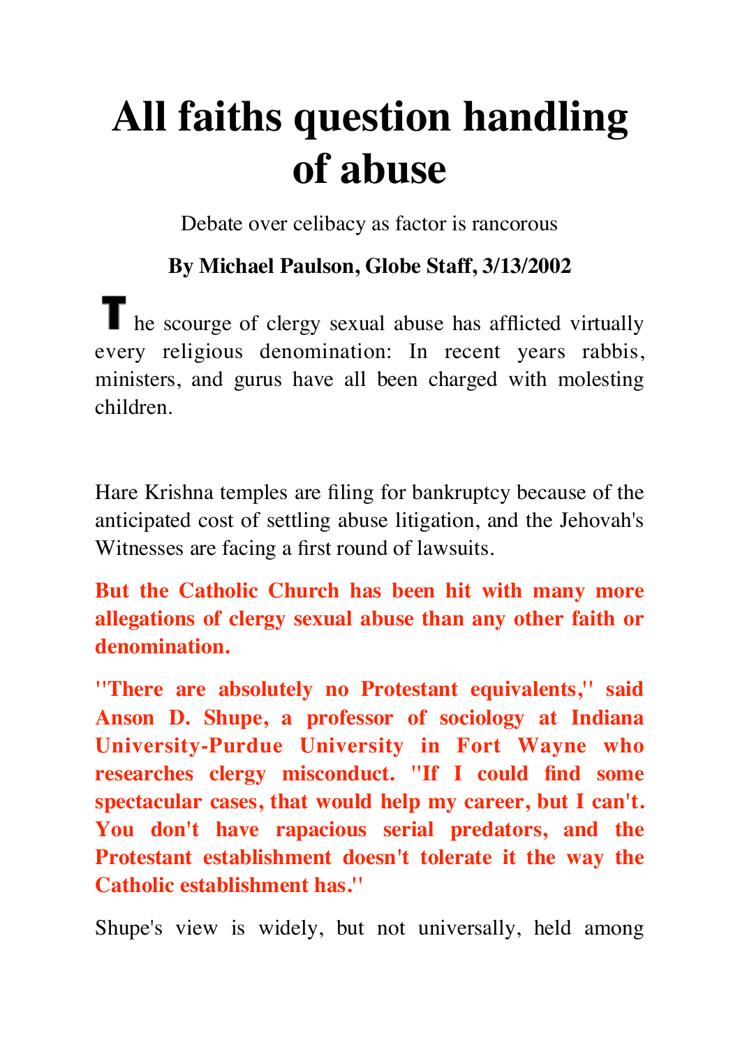# All faiths question handling of abuse

Debate over celibacy as factor is rancorous

**By Michael Paulson, Globe Staff, 3/13/2002**

The scourge of clergy sexual abuse has afflicted virtually every religious denomination: In recent years rabbis, ministers, and gurus have all been charged with molesting children.

Hare Krishna temples are filing for bankruptcy because of the anticipated cost of settling abuse litigation, and the Jehovah's Witnesses are facing a first round of lawsuits.

**But the Catholic Church has been hit with many more allegations of clergy sexual abuse than any other faith or denomination.**

**''There are absolutely no Protestant equivalents,'' said Anson D. Shupe, a professor of sociology at Indiana University-Purdue University in Fort Wayne who researches clergy misconduct. ''If I could find some spectacular cases, that would help my career, but I can't. You don't have rapacious serial predators, and the Protestant establishment doesn't tolerate it the way the Catholic establishment has.''**

Shupe's view is widely, but not universally, held among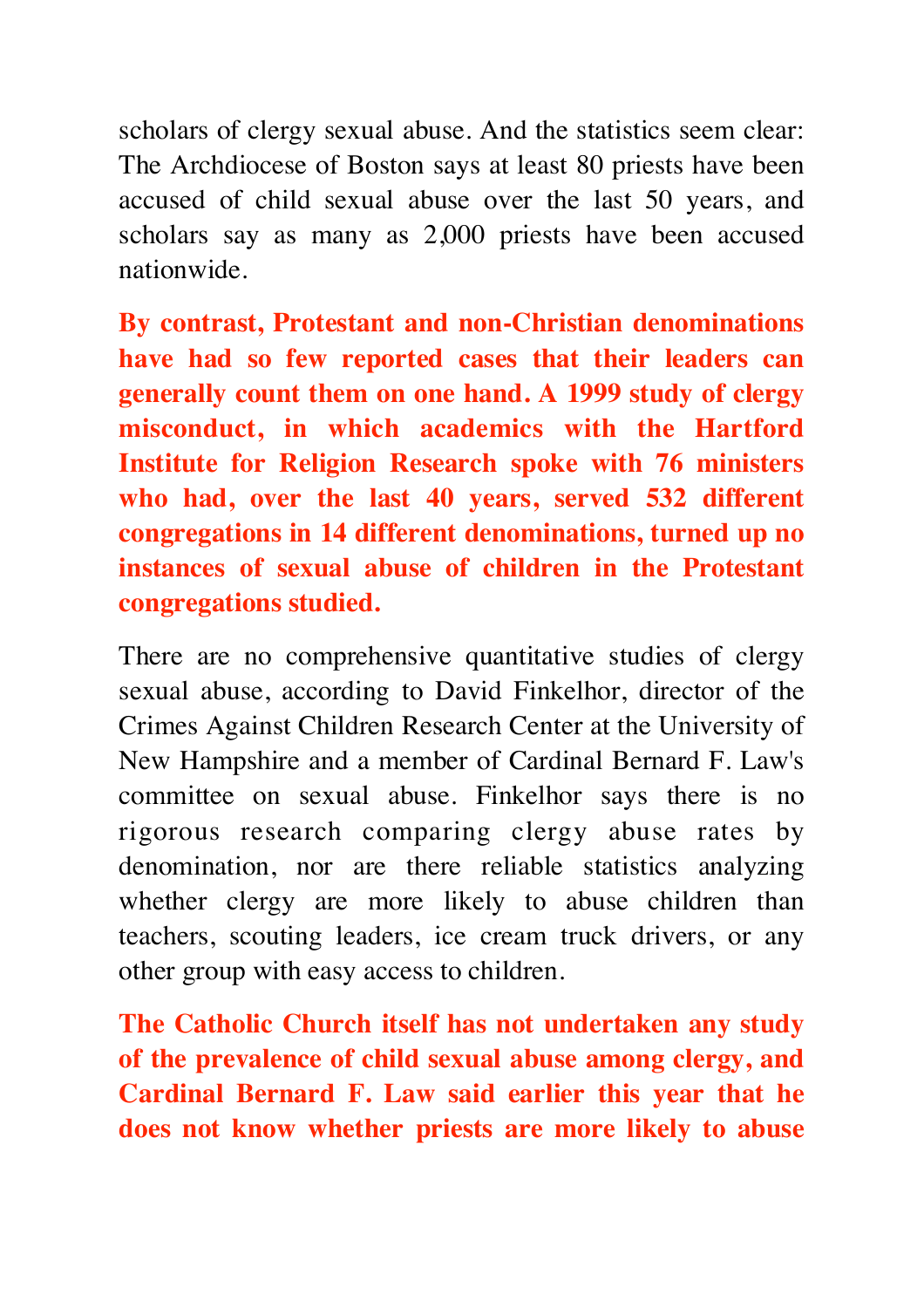scholars of clergy sexual abuse. And the statistics seem clear: The Archdiocese of Boston says at least 80 priests have been accused of child sexual abuse over the last 50 years, and scholars say as many as 2,000 priests have been accused nationwide.

**By contrast, Protestant and non-Christian denominations have had so few reported cases that their leaders can generally count them on one hand. A 1999 study of clergy misconduct, in which academics with the Hartford Institute for Religion Research spoke with 76 ministers who had, over the last 40 years, served 532 different congregations in 14 different denominations, turned up no instances of sexual abuse of children in the Protestant congregations studied.**

There are no comprehensive quantitative studies of clergy sexual abuse, according to David Finkelhor, director of the Crimes Against Children Research Center at the University of New Hampshire and a member of Cardinal Bernard F. Law's committee on sexual abuse. Finkelhor says there is no rigorous research comparing clergy abuse rates by denomination, nor are there reliable statistics analyzing whether clergy are more likely to abuse children than teachers, scouting leaders, ice cream truck drivers, or any other group with easy access to children.

**The Catholic Church itself has not undertaken any study of the prevalence of child sexual abuse among clergy, and Cardinal Bernard F. Law said earlier this year that he does not know whether priests are more likely to abuse**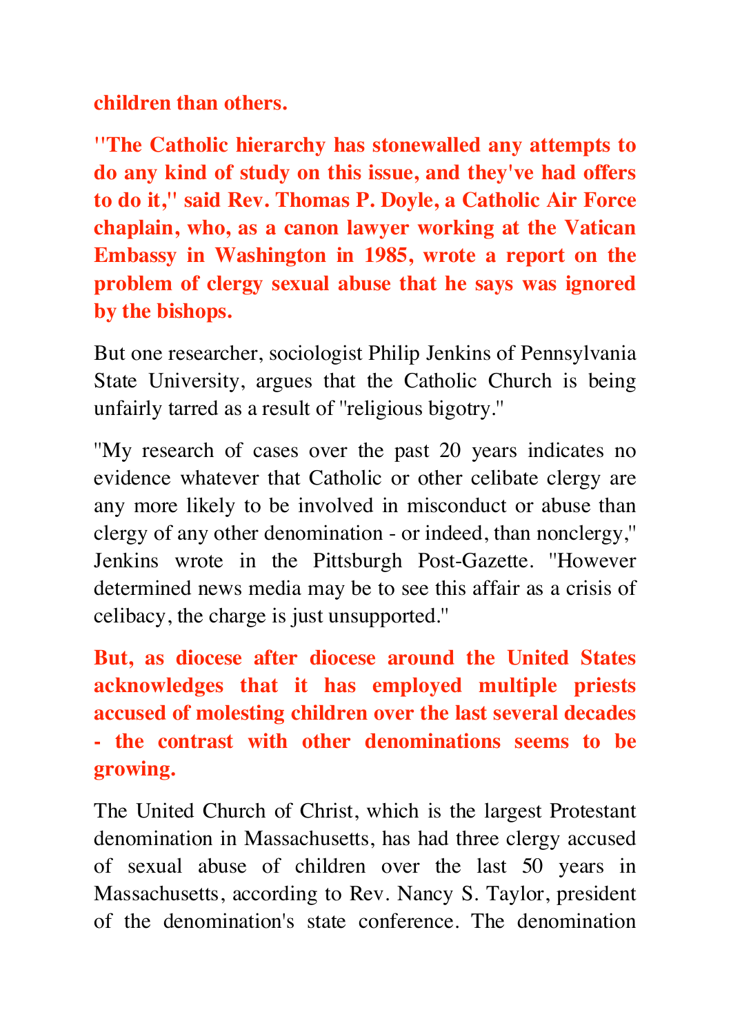**children than others.**

**"The Catholic hierarchy has stonewalled any attempts to do any kind of study on this issue, and they've had offers to do it," said Rev. Thomas P. Doyle, a Catholic Air Force chaplain, who, as a canon lawyer working at the Vatican Embassy in Washington in 1985, wrote a report on the problem of clergy sexual abuse that he says was ignored by the bishops.**

But one researcher, sociologist Philip Jenkins of Pennsylvania State University, argues that the Catholic Church is being unfairly tarred as a result of "religious bigotry."

"My research of cases over the past 20 years indicates no evidence whatever that Catholic or other celibate clergy are any more likely to be involved in misconduct or abuse than clergy of any other denomination - or indeed, than nonclergy," Jenkins wrote in the Pittsburgh Post-Gazette. "However determined news media may be to see this affair as a crisis of celibacy, the charge is just unsupported."

**But, as diocese after diocese around the United States acknowledges that it has employed multiple priests accused of molesting children over the last several decades - the contrast with other denominations seems to be growing.**

The United Church of Christ, which is the largest Protestant denomination in Massachusetts, has had three clergy accused of sexual abuse of children over the last 50 years in Massachusetts, according to Rev. Nancy S. Taylor, president of the denomination's state conference. The denomination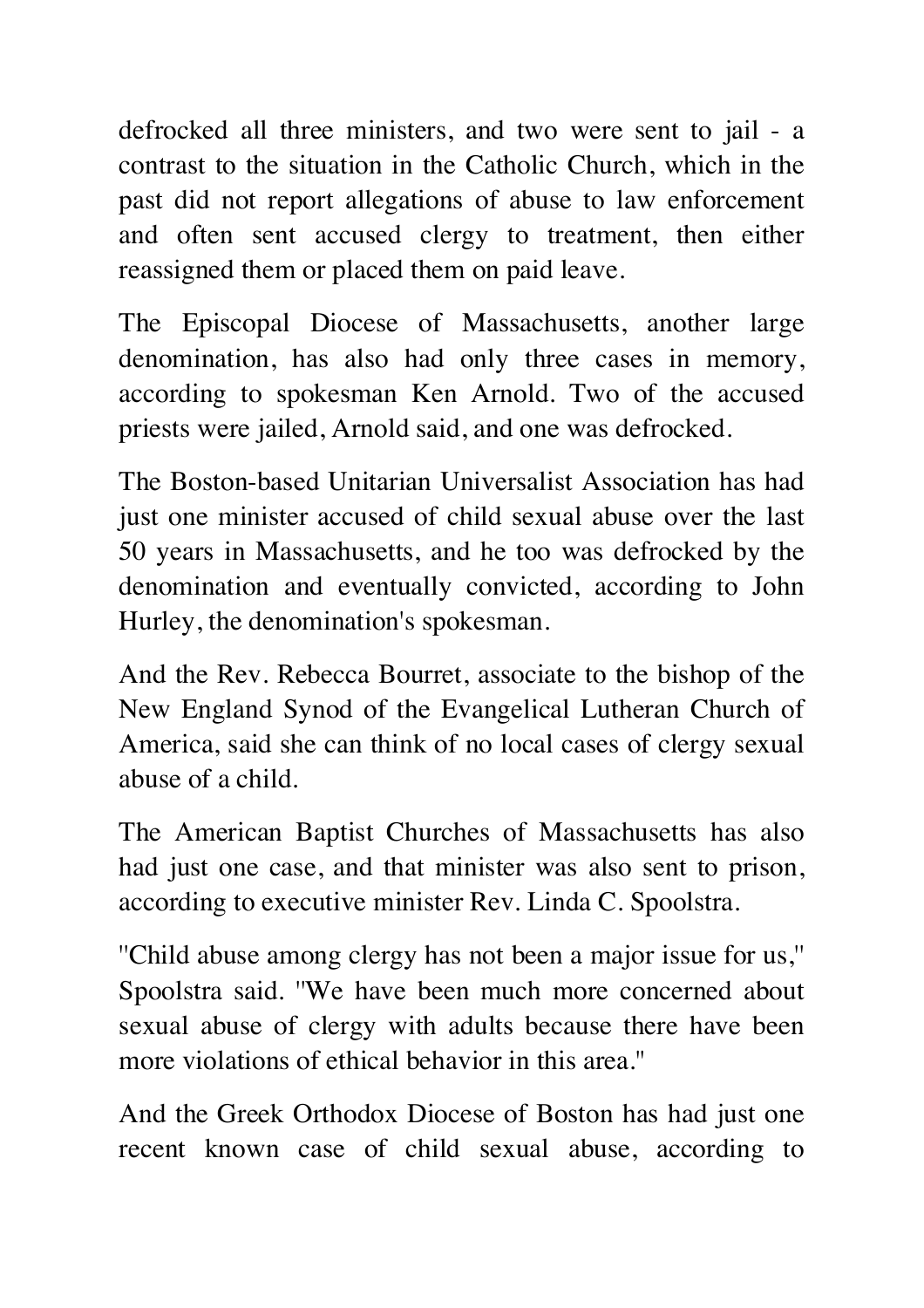defrocked all three ministers, and two were sent to jail - a contrast to the situation in the Catholic Church, which in the past did not report allegations of abuse to law enforcement and often sent accused clergy to treatment, then either reassigned them or placed them on paid leave.

The Episcopal Diocese of Massachusetts, another large denomination, has also had only three cases in memory, according to spokesman Ken Arnold. Two of the accused priests were jailed, Arnold said, and one was defrocked.

The Boston-based Unitarian Universalist Association has had just one minister accused of child sexual abuse over the last 50 years in Massachusetts, and he too was defrocked by the denomination and eventually convicted, according to John Hurley, the denomination's spokesman.

And the Rev. Rebecca Bourret, associate to the bishop of the New England Synod of the Evangelical Lutheran Church of America, said she can think of no local cases of clergy sexual abuse of a child.

The American Baptist Churches of Massachusetts has also had just one case, and that minister was also sent to prison, according to executive minister Rev. Linda C. Spoolstra.

"Child abuse among clergy has not been a major issue for us," Spoolstra said. "We have been much more concerned about sexual abuse of clergy with adults because there have been more violations of ethical behavior in this area."

And the Greek Orthodox Diocese of Boston has had just one recent known case of child sexual abuse, according to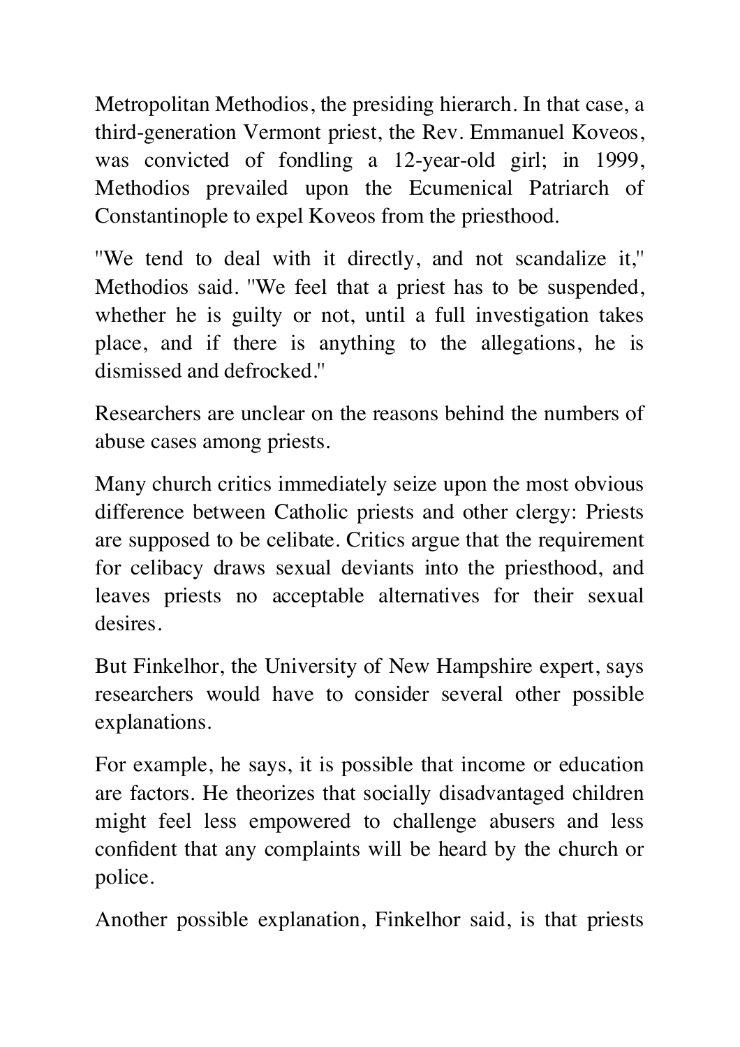Metropolitan Methodios, the presiding hierarch. In that case, a third-generation Vermont priest, the Rev. Emmanuel Koveos, was convicted of fondling a 12-year-old girl; in 1999, Methodios prevailed upon the Ecumenical Patriarch of Constantinople to expel Koveos from the priesthood.

"We tend to deal with it directly, and not scandalize it," Methodios said. "We feel that a priest has to be suspended, whether he is guilty or not, until a full investigation takes place, and if there is anything to the allegations, he is dismissed and defrocked."

Researchers are unclear on the reasons behind the numbers of abuse cases among priests.

Many church critics immediately seize upon the most obvious difference between Catholic priests and other clergy: Priests are supposed to be celibate. Critics argue that the requirement for celibacy draws sexual deviants into the priesthood, and leaves priests no acceptable alternatives for their sexual desires.

But Finkelhor, the University of New Hampshire expert, says researchers would have to consider several other possible explanations.

For example, he says, it is possible that income or education are factors. He theorizes that socially disadvantaged children might feel less empowered to challenge abusers and less confident that any complaints will be heard by the church or police.

Another possible explanation, Finkelhor said, is that priests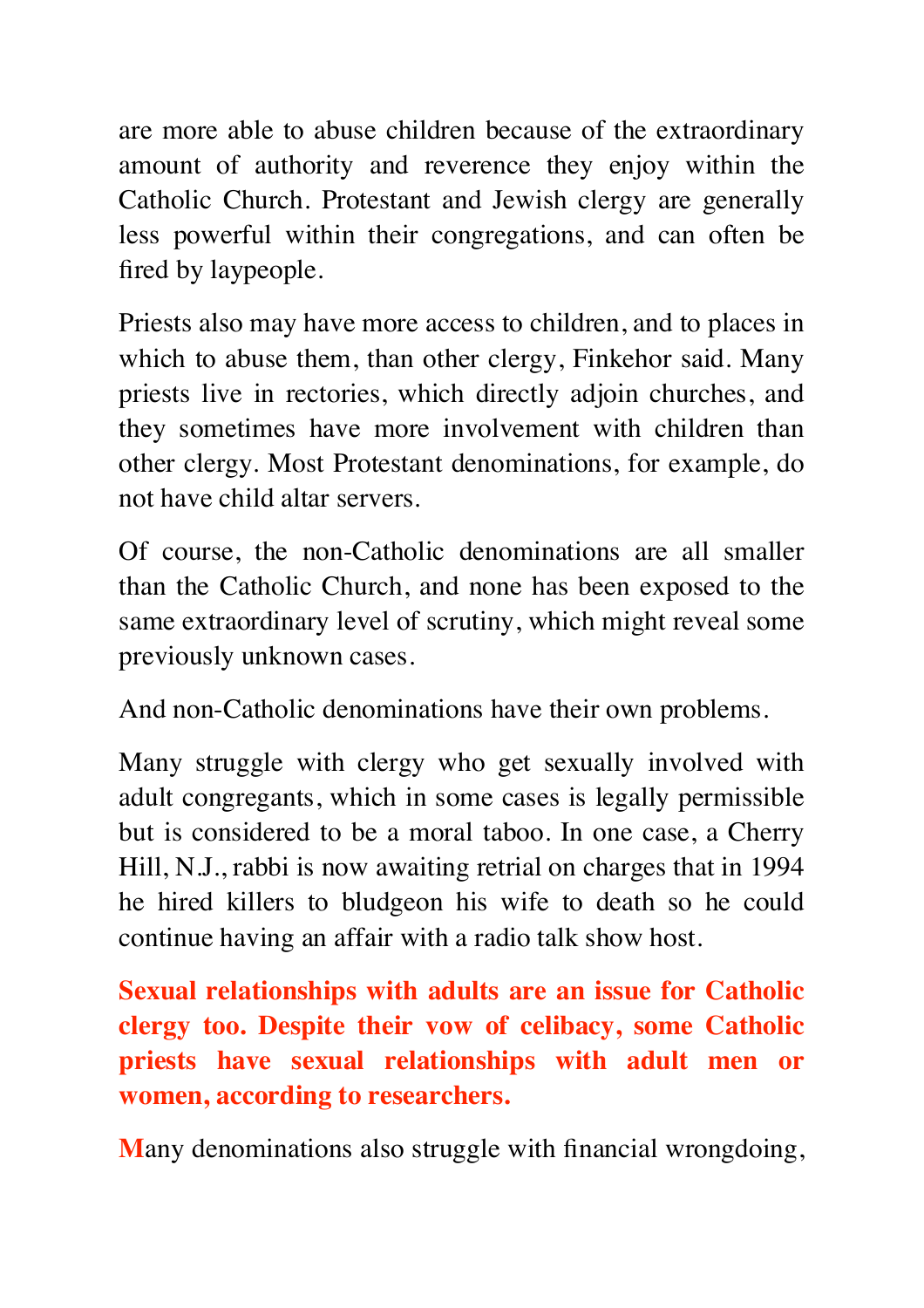are more able to abuse children because of the extraordinary amount of authority and reverence they enjoy within the Catholic Church. Protestant and Jewish clergy are generally less powerful within their congregations, and can often be fired by laypeople.

Priests also may have more access to children, and to places in which to abuse them, than other clergy, Finkehor said. Many priests live in rectories, which directly adjoin churches, and they sometimes have more involvement with children than other clergy. Most Protestant denominations, for example, do not have child altar servers.

Of course, the non-Catholic denominations are all smaller than the Catholic Church, and none has been exposed to the same extraordinary level of scrutiny, which might reveal some previously unknown cases.

And non-Catholic denominations have their own problems.

Many struggle with clergy who get sexually involved with adult congregants, which in some cases is legally permissible but is considered to be a moral taboo. In one case, a Cherry Hill, N.J., rabbi is now awaiting retrial on charges that in 1994 he hired killers to bludgeon his wife to death so he could continue having an affair with a radio talk show host.

**Sexual relationships with adults are an issue for Catholic clergy too. Despite their vow of celibacy, some Catholic priests have sexual relationships with adult men or women, according to researchers.**

**M**any denominations also struggle with financial wrongdoing,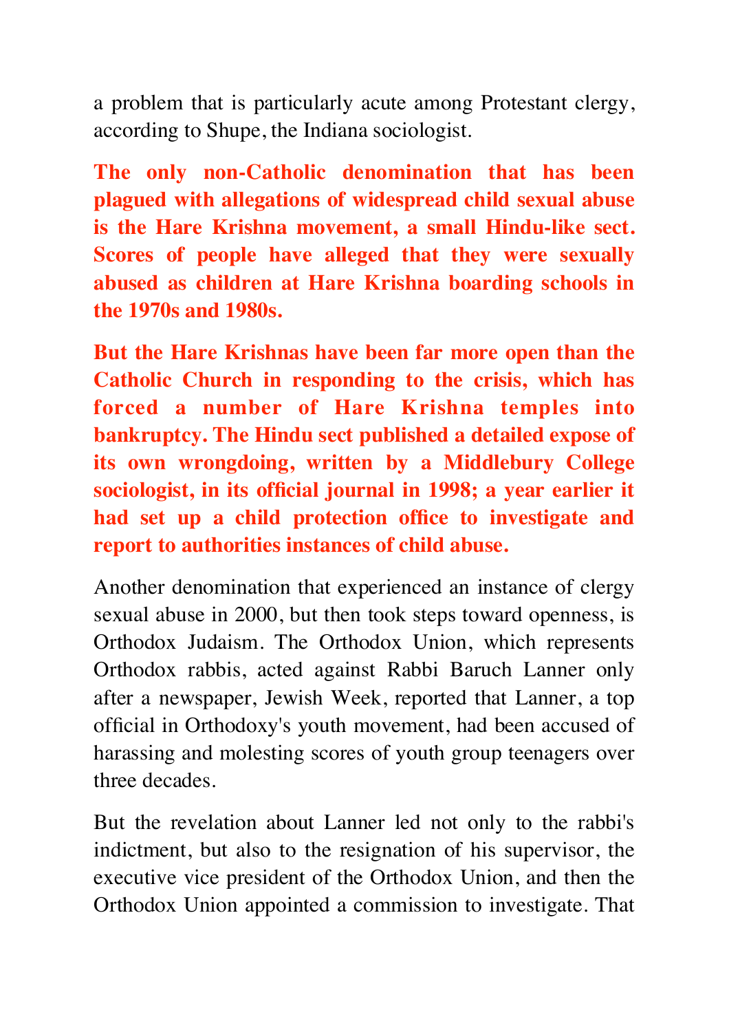a problem that is particularly acute among Protestant clergy, according to Shupe, the Indiana sociologist.

**The only non-Catholic denomination that has been plagued with allegations of widespread child sexual abuse is the Hare Krishna movement, a small Hindu-like sect. Scores of people have alleged that they were sexually abused as children at Hare Krishna boarding schools in the 1970s and 1980s.**

**But the Hare Krishnas have been far more open than the Catholic Church in responding to the crisis, which has forced a number of Hare Krishna temples into bankruptcy. The Hindu sect published a detailed expose of its own wrongdoing, written by a Middlebury College sociologist, in its official journal in 1998; a year earlier it had set up a child protection office to investigate and report to authorities instances of child abuse.**

Another denomination that experienced an instance of clergy sexual abuse in 2000, but then took steps toward openness, is Orthodox Judaism. The Orthodox Union, which represents Orthodox rabbis, acted against Rabbi Baruch Lanner only after a newspaper, Jewish Week, reported that Lanner, a top official in Orthodoxy's youth movement, had been accused of harassing and molesting scores of youth group teenagers over three decades.

But the revelation about Lanner led not only to the rabbi's indictment, but also to the resignation of his supervisor, the executive vice president of the Orthodox Union, and then the Orthodox Union appointed a commission to investigate. That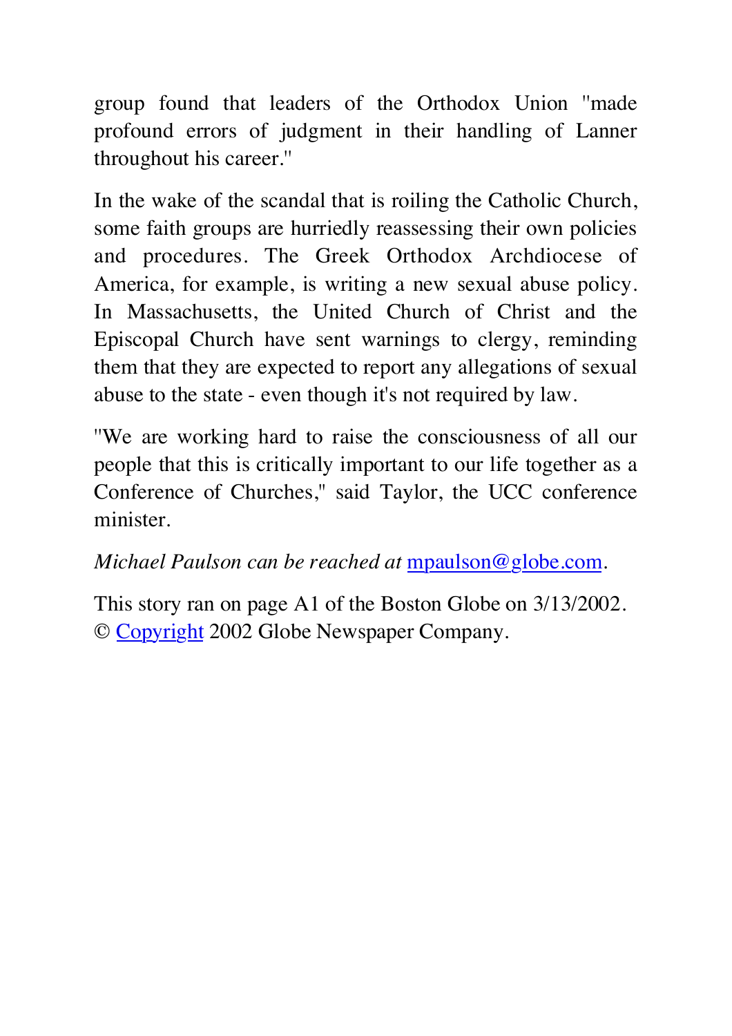group found that leaders of the Orthodox Union "made profound errors of judgment in their handling of Lanner throughout his career."

In the wake of the scandal that is roiling the Catholic Church, some faith groups are hurriedly reassessing their own policies and procedures. The Greek Orthodox Archdiocese of America, for example, is writing a new sexual abuse policy. In Massachusetts, the United Church of Christ and the Episcopal Church have sent warnings to clergy, reminding them that they are expected to report any allegations of sexual abuse to the state - even though it's not required by law.

"We are working hard to raise the consciousness of all our people that this is critically important to our life together as a Conference of Churches," said Taylor, the UCC conference minister.

*Michael Paulson can be reached at* mpaulson@globe.com.

This story ran on page A1 of the Boston Globe on 3/13/2002.
© Copyright 2002 Globe Newspaper Company.